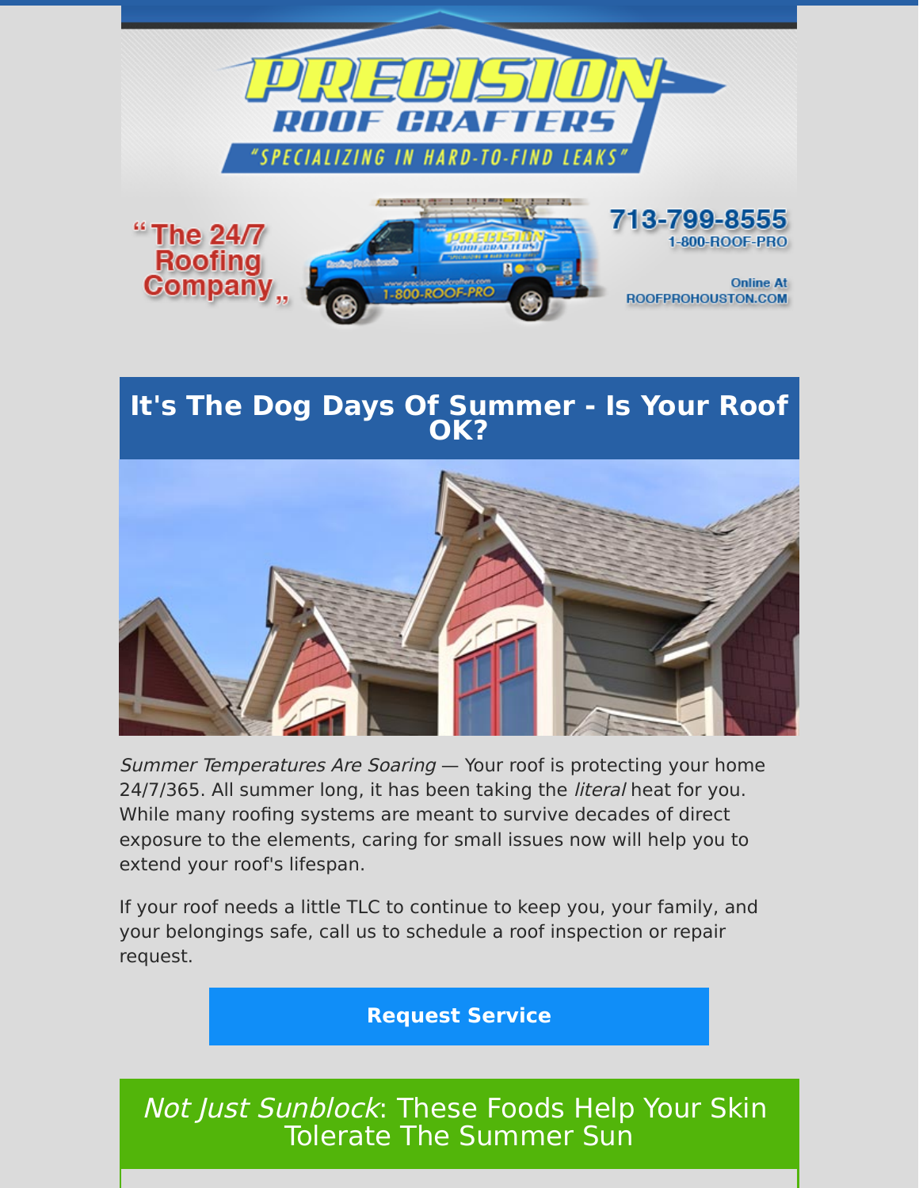# PRECISION ROOF CRAFTERS

"SPECIALIZING IN HARD-TO-FIND LEAKS"

"The 24/7 Roofing Company"

713-799-8555

1-800-ROOF-PRO

Online At ROOFPROHOUSTON.COM

## It's The Dog Days Of Summer - Is Your Roof OK?

*Summer Temperatures Are Soaring* — Your roof is protecting your home 24/7/365. All summer long, it has been taking the *literal* heat for you. While many roofing systems are meant to survive decades of direct exposure to the elements, caring for small issues now will help you to extend your roof's lifespan.

If your roof needs a little TLC to continue to keep you, your family, and your belongings safe, call us to schedule a roof inspection or repair request.

**Request Service**

## *Not Just Sunblock*: These Foods Help Your Skin Tolerate The Summer Sun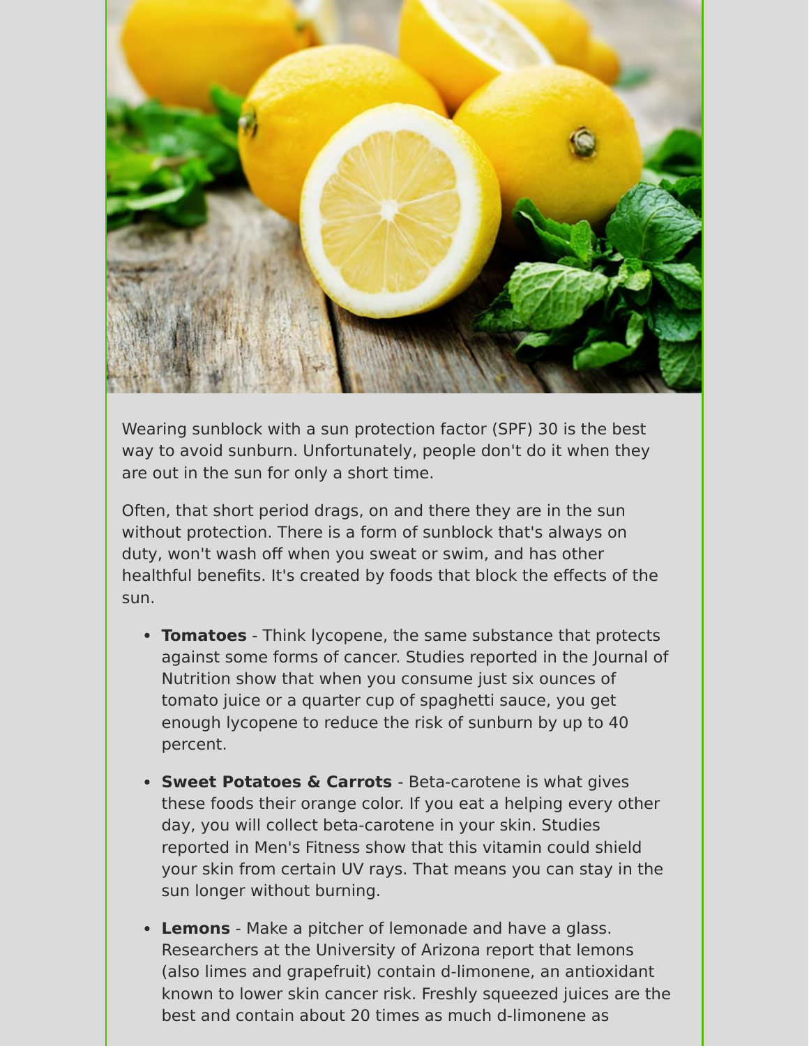Wearing sunblock with a sun protection factor (SPF) 30 is the best way to avoid sunburn. Unfortunately, people don't do it when they are out in the sun for only a short time.

Often, that short period drags, on and there they are in the sun without protection. There is a form of sunblock that's always on duty, won't wash off when you sweat or swim, and has other healthful benefits. It's created by foods that block the effects of the sun.

- **Tomatoes** - Think lycopene, the same substance that protects against some forms of cancer. Studies reported in the Journal of Nutrition show that when you consume just six ounces of tomato juice or a quarter cup of spaghetti sauce, you get enough lycopene to reduce the risk of sunburn by up to 40 percent.
- **Sweet Potatoes & Carrots** - Beta-carotene is what gives these foods their orange color. If you eat a helping every other day, you will collect beta-carotene in your skin. Studies reported in Men's Fitness show that this vitamin could shield your skin from certain UV rays. That means you can stay in the sun longer without burning.
- **Lemons** - Make a pitcher of lemonade and have a glass. Researchers at the University of Arizona report that lemons (also limes and grapefruit) contain d-limonene, an antioxidant known to lower skin cancer risk. Freshly squeezed juices are the best and contain about 20 times as much d-limonene as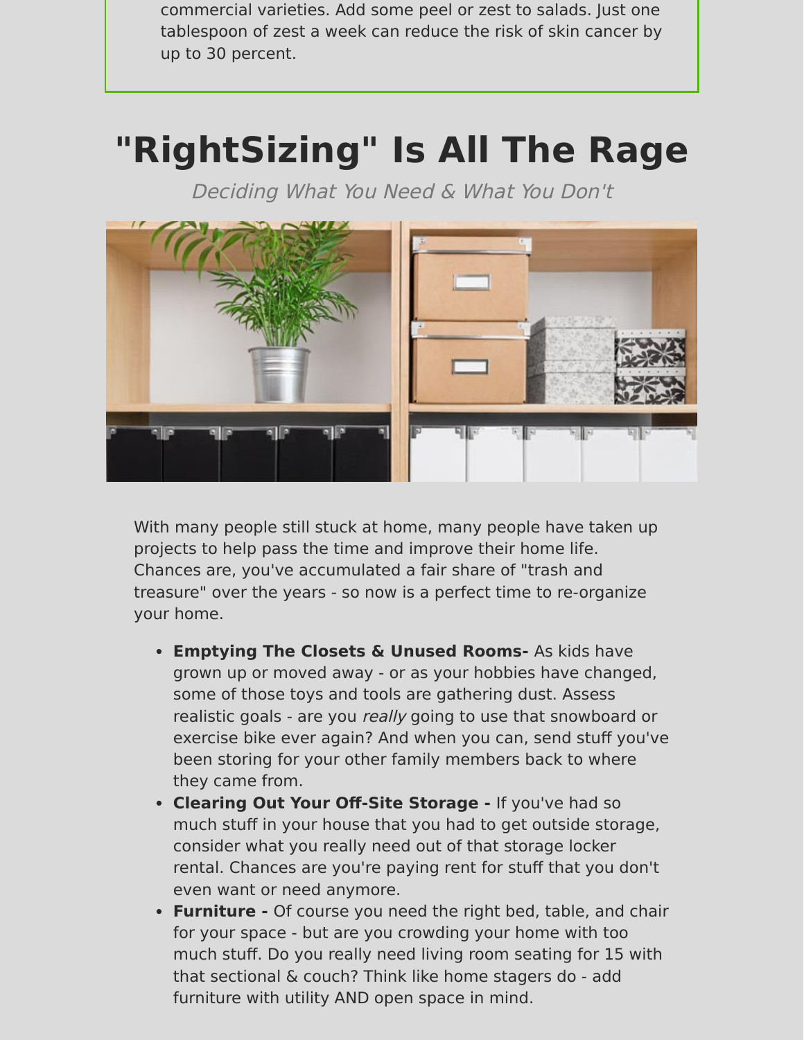commercial varieties. Add some peel or zest to salads. Just one tablespoon of zest a week can reduce the risk of skin cancer by up to 30 percent.

# "RightSizing" Is All The Rage

*Deciding What You Need & What You Don't*

With many people still stuck at home, many people have taken up projects to help pass the time and improve their home life. Chances are, you've accumulated a fair share of "trash and treasure" over the years - so now is a perfect time to re-organize your home.

- **Emptying The Closets & Unused Rooms-** As kids have grown up or moved away - or as your hobbies have changed, some of those toys and tools are gathering dust. Assess realistic goals - are you *really* going to use that snowboard or exercise bike ever again? And when you can, send stuff you've been storing for your other family members back to where they came from.
- **Clearing Out Your Off-Site Storage -** If you've had so much stuff in your house that you had to get outside storage, consider what you really need out of that storage locker rental. Chances are you're paying rent for stuff that you don't even want or need anymore.
- **Furniture -** Of course you need the right bed, table, and chair for your space - but are you crowding your home with too much stuff. Do you really need living room seating for 15 with that sectional & couch? Think like home stagers do - add furniture with utility AND open space in mind.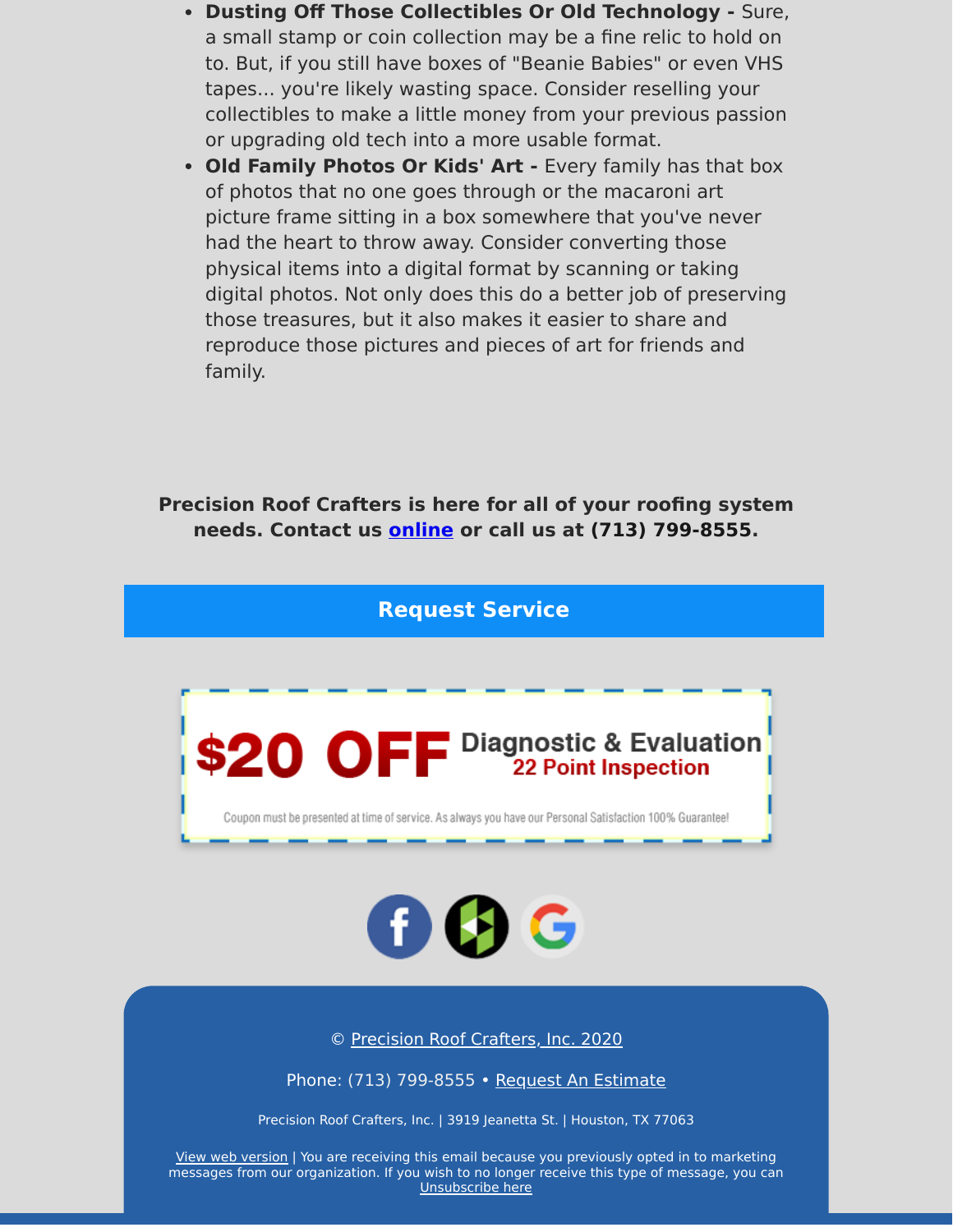- **Dusting Off Those Collectibles Or Old Technology -** Sure, a small stamp or coin collection may be a fine relic to hold on to. But, if you still have boxes of "Beanie Babies" or even VHS tapes... you're likely wasting space. Consider reselling your collectibles to make a little money from your previous passion or upgrading old tech into a more usable format.
- **Old Family Photos Or Kids' Art -** Every family has that box of photos that no one goes through or the macaroni art picture frame sitting in a box somewhere that you've never had the heart to throw away. Consider converting those physical items into a digital format by scanning or taking digital photos. Not only does this do a better job of preserving those treasures, but it also makes it easier to share and reproduce those pictures and pieces of art for friends and family.

**Precision Roof Crafters is here for all of your roofing system needs. Contact us online or call us at (713) 799-8555.**

**Request Service**

$20 OFF Diagnostic & Evaluation
22 Point Inspection

Coupon must be presented at time of service. As always you have our Personal Satisfaction 100% Guarantee!

© Precision Roof Crafters, Inc. 2020

Phone: (713) 799-8555 • Request An Estimate

Precision Roof Crafters, Inc. | 3919 Jeanetta St. | Houston, TX 77063

View web version | You are receiving this email because you previously opted in to marketing messages from our organization. If you wish to no longer receive this type of message, you can Unsubscribe here